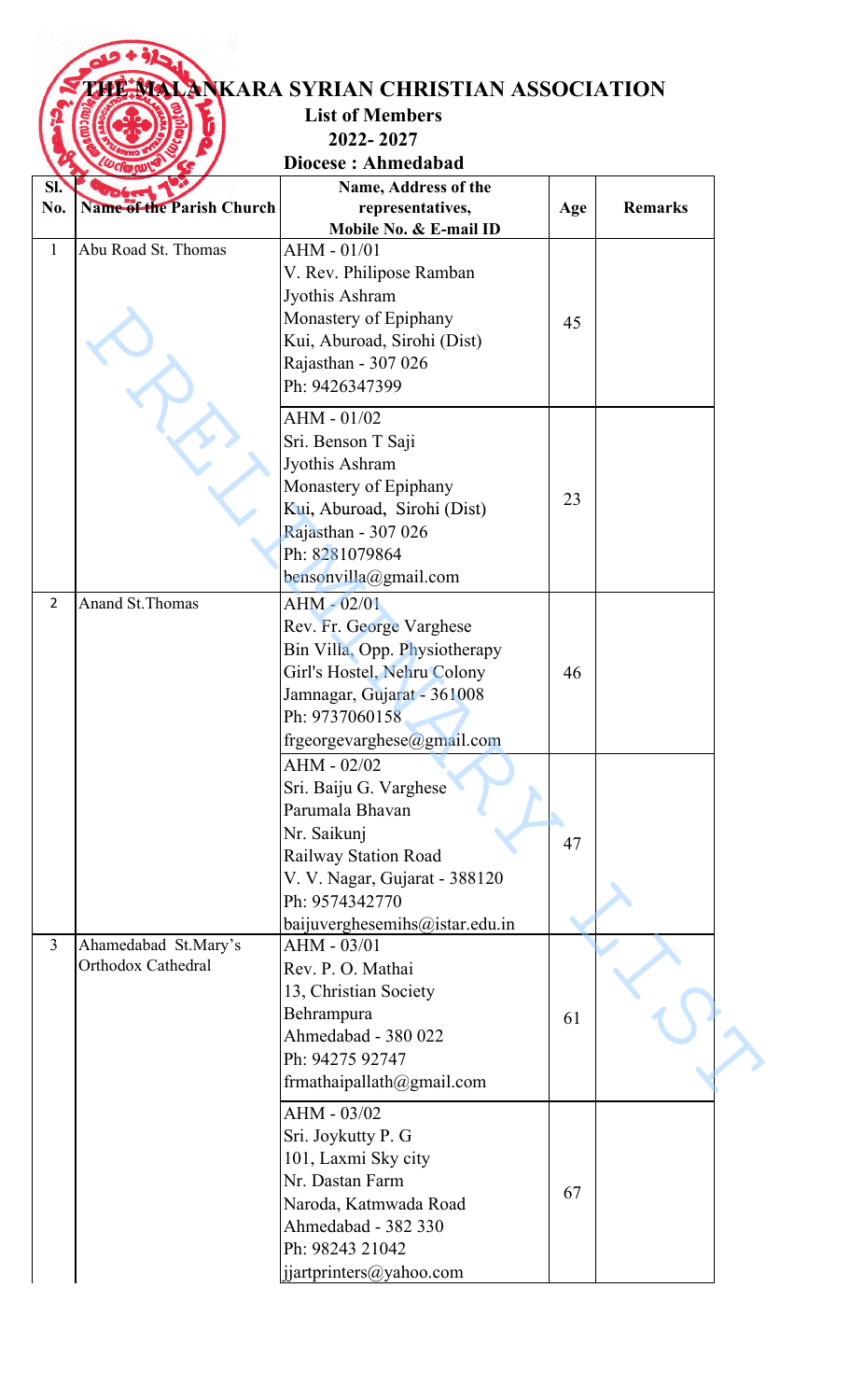# THE MALANKARA SYRIAN CHRISTIAN ASSOCIATION

## List of Members
## 2022- 2027
## Diocese : Ahmedabad

| Sl. No. | Name of the Parish Church | Name, Address of the representatives, Mobile No. & E-mail ID | Age | Remarks |
|---|---|---|---|---|
| 1 | Abu Road St. Thomas | AHM - 01/01<br>V. Rev. Philipose Ramban<br>Jyothis Ashram<br>Monastery of Epiphany<br>Kui, Aburoad, Sirohi (Dist)<br>Rajasthan - 307 026<br>Ph: 9426347399 | 45 | |
| | | AHM - 01/02<br>Sri. Benson T Saji<br>Jyothis Ashram<br>Monastery of Epiphany<br>Kui, Aburoad, Sirohi (Dist)<br>Rajasthan - 307 026<br>Ph: 8281079864<br>bensonvilla@gmail.com | 23 | |
| 2 | Anand St.Thomas | AHM - 02/01<br>Rev. Fr. George Varghese<br>Bin Villa, Opp. Physiotherapy<br>Girl's Hostel, Nehru Colony<br>Jamnagar, Gujarat - 361008<br>Ph: 9737060158<br>frgeorgevarghese@gmail.com | 46 | |
| | | AHM - 02/02<br>Sri. Baiju G. Varghese<br>Parumala Bhavan<br>Nr. Saikunj<br>Railway Station Road<br>V. V. Nagar, Gujarat - 388120<br>Ph: 9574342770<br>baijuverghesemihs@istar.edu.in | 47 | |
| 3 | Ahamedabad St.Mary's Orthodox Cathedral | AHM - 03/01<br>Rev. P. O. Mathai<br>13, Christian Society<br>Behrampura<br>Ahmedabad - 380 022<br>Ph: 94275 92747<br>frmathaipallath@gmail.com | 61 | |
| | | AHM - 03/02<br>Sri. Joykutty P. G<br>101, Laxmi Sky city<br>Nr. Dastan Farm<br>Naroda, Katmwada Road<br>Ahmedabad - 382 330<br>Ph: 98243 21042<br>jjartprinters@yahoo.com | 67 | |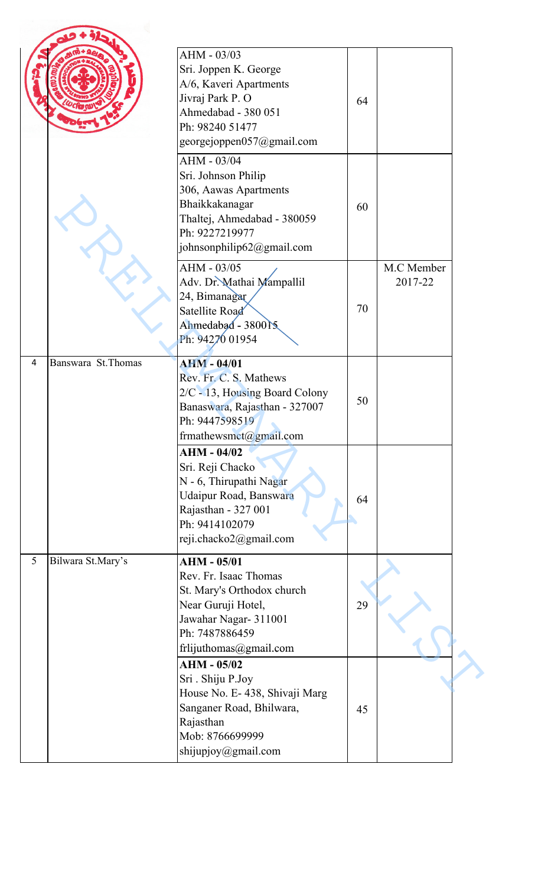| | | | | |
|---|---|---|---|---|
| | | AHM - 03/03<br>Sri. Joppen K. George<br>A/6, Kaveri Apartments<br>Jivraj Park P. O<br>Ahmedabad - 380 051<br>Ph: 98240 51477<br>georgejoppen057@gmail.com | 64 | |
| | | AHM - 03/04<br>Sri. Johnson Philip<br>306, Aawas Apartments<br>Bhaikkakanagar<br>Thaltej, Ahmedabad - 380059<br>Ph: 9227219977<br>johnsonphilip62@gmail.com | 60 | |
| | | AHM - 03/05<br>Adv. Dr. Mathai Mampallil<br>24, Bimanagar<br>Satellite Road<br>Ahmedabad - 380015<br>Ph: 94270 01954 | 70 | M.C Member 2017-22 |
| 4 | Banswara St.Thomas | **AHM - 04/01**<br>Rev. Fr. C. S. Mathews<br>2/C - 13, Housing Board Colony<br>Banaswara, Rajasthan - 327007<br>Ph: 9447598519<br>frmathewsmct@gmail.com | 50 | |
| | | **AHM - 04/02**<br>Sri. Reji Chacko<br>N - 6, Thirupathi Nagar<br>Udaipur Road, Banswara<br>Rajasthan - 327 001<br>Ph: 9414102079<br>reji.chacko2@gmail.com | 64 | |
| 5 | Bilwara St.Mary's | **AHM - 05/01**<br>Rev. Fr. Isaac Thomas<br>St. Mary's Orthodox church<br>Near Guruji Hotel,<br>Jawahar Nagar- 311001<br>Ph: 7487886459<br>frlijuthomas@gmail.com | 29 | |
| | | **AHM - 05/02**<br>Sri . Shiju P.Joy<br>House No. E- 438, Shivaji Marg<br>Sanganer Road, Bhilwara,<br>Rajasthan<br>Mob: 8766699999<br>shijupjoy@gmail.com | 45 | |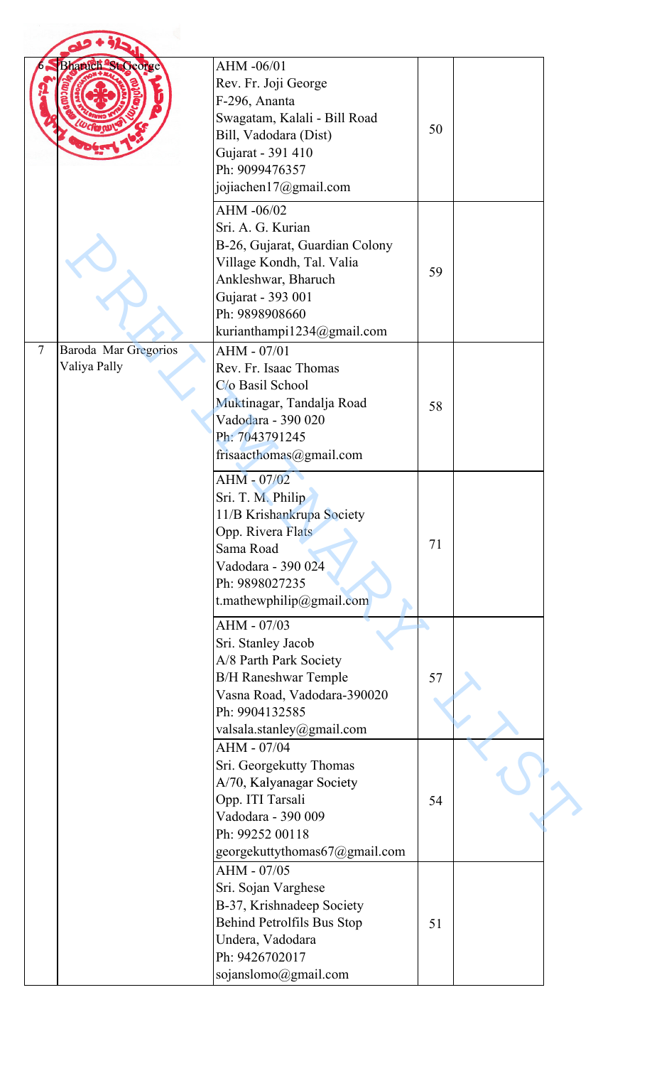| | | | | |
|---|---|---|---|---|
| 6 | Bharuch St.George | AHM -06/01<br>Rev. Fr. Joji George<br>F-296, Ananta<br>Swagatam, Kalali - Bill Road<br>Bill, Vadodara (Dist)<br>Gujarat - 391 410<br>Ph: 9099476357<br>jojiachen17@gmail.com | 50 | |
| | | AHM -06/02<br>Sri. A. G. Kurian<br>B-26, Gujarat, Guardian Colony<br>Village Kondh, Tal. Valia<br>Ankleshwar, Bharuch<br>Gujarat - 393 001<br>Ph: 9898908660<br>kurianthampi1234@gmail.com | 59 | |
| 7 | Baroda Mar Gregorios Valiya Pally | AHM - 07/01<br>Rev. Fr. Isaac Thomas<br>C/o Basil School<br>Muktinagar, Tandalja Road<br>Vadodara - 390 020<br>Ph: 7043791245<br>frisaacthomas@gmail.com | 58 | |
| | | AHM - 07/02<br>Sri. T. M. Philip<br>11/B Krishankrupa Society<br>Opp. Rivera Flats<br>Sama Road<br>Vadodara - 390 024<br>Ph: 9898027235<br>t.mathewphilip@gmail.com | 71 | |
| | | AHM - 07/03<br>Sri. Stanley Jacob<br>A/8 Parth Park Society<br>B/H Raneshwar Temple<br>Vasna Road, Vadodara-390020<br>Ph: 9904132585<br>valsala.stanley@gmail.com | 57 | |
| | | AHM - 07/04<br>Sri. Georgekutty Thomas<br>A/70, Kalyanagar Society<br>Opp. ITI Tarsali<br>Vadodara - 390 009<br>Ph: 99252 00118<br>georgekuttythomas67@gmail.com | 54 | |
| | | AHM - 07/05<br>Sri. Sojan Varghese<br>B-37, Krishnadeep Society<br>Behind Petrolfils Bus Stop<br>Undera, Vadodara<br>Ph: 9426702017<br>sojanslomo@gmail.com | 51 | |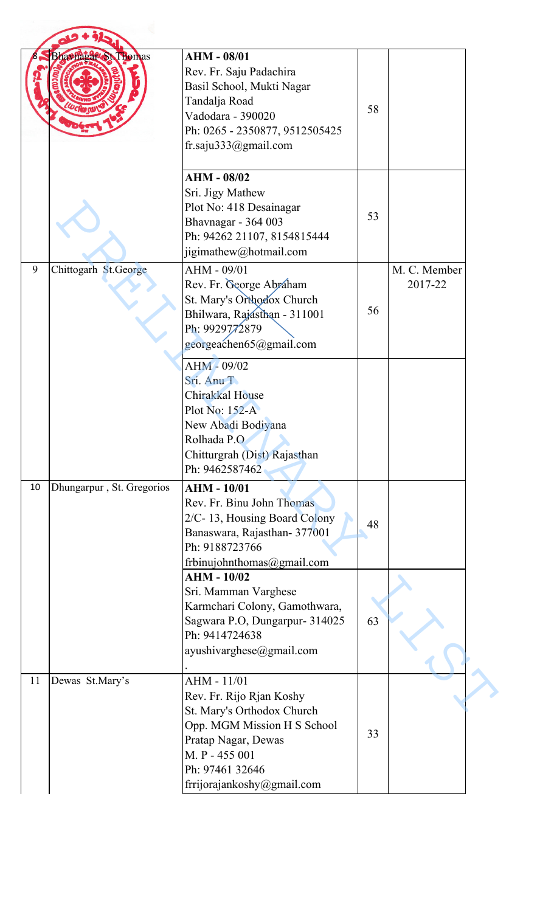| | | | | |
|---|---|---|---|---|
| 8 | Bhavnagar St.Thomas | **AHM - 08/01**<br>Rev. Fr. Saju Padachira<br>Basil School, Mukti Nagar<br>Tandalja Road<br>Vadodara - 390020<br>Ph: 0265 - 2350877, 9512505425<br>fr.saju333@gmail.com | 58 | |
| | | **AHM - 08/02**<br>Sri. Jigy Mathew<br>Plot No: 418 Desainagar<br>Bhavnagar - 364 003<br>Ph: 94262 21107, 8154815444<br>jigimathew@hotmail.com | 53 | |
| 9 | Chittogarh St.George | AHM - 09/01<br>Rev. Fr. George Abraham<br>St. Mary's Orthodox Church<br>Bhilwara, Rajasthan - 311001<br>Ph: 9929772879<br>georgeachen65@gmail.com | 56 | M. C. Member 2017-22 |
| | | AHM - 09/02<br>Sri. Anu T<br>Chirakkal House<br>Plot No: 152-A<br>New Abadi Bodiyana<br>Rolhada P.O<br>Chitturgrah (Dist) Rajasthan<br>Ph: 9462587462 | | |
| 10 | Dhungarpur , St. Gregorios | **AHM - 10/01**<br>Rev. Fr. Binu John Thomas<br>2/C- 13, Housing Board Colony<br>Banaswara, Rajasthan- 377001<br>Ph: 9188723766<br>frbinujohnthomas@gmail.com | 48 | |
| | | **AHM - 10/02**<br>Sri. Mamman Varghese<br>Karmchari Colony, Gamothwara,<br>Sagwara P.O, Dungarpur- 314025<br>Ph: 9414724638<br>ayushivarghese@gmail.com<br>. | 63 | |
| 11 | Dewas St.Mary's | AHM - 11/01<br>Rev. Fr. Rijo Rjan Koshy<br>St. Mary's Orthodox Church<br>Opp. MGM Mission H S School<br>Pratap Nagar, Dewas<br>M. P - 455 001<br>Ph: 97461 32646<br>frrijorajankoshy@gmail.com | 33 | |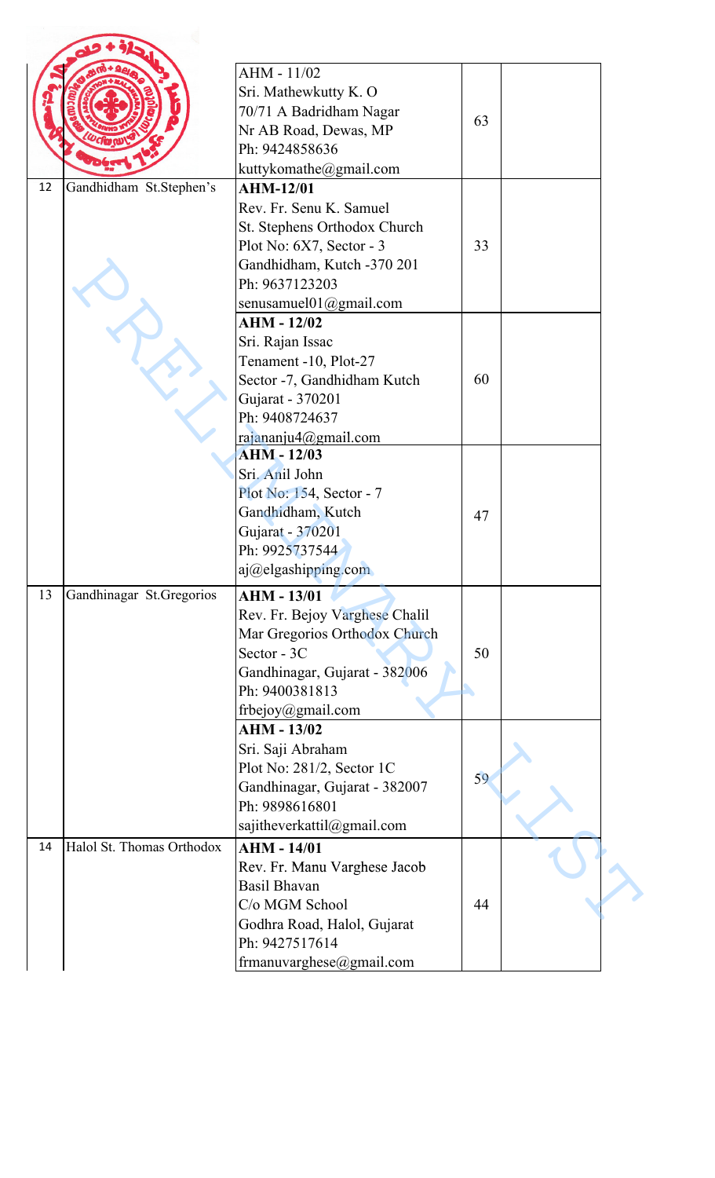| | | | | |
|---|---|---|---|---|
| | | AHM - 11/02<br>Sri. Mathewkutty K. O<br>70/71 A Badridham Nagar<br>Nr AB Road, Dewas, MP<br>Ph: 9424858636<br>kuttykomathe@gmail.com | 63 | |
| 12 | Gandhidham St.Stephen's | **AHM-12/01**<br>Rev. Fr. Senu K. Samuel<br>St. Stephens Orthodox Church<br>Plot No: 6X7, Sector - 3<br>Gandhidham, Kutch -370 201<br>Ph: 9637123203<br>senusamuel01@gmail.com | 33 | |
| | | **AHM - 12/02**<br>Sri. Rajan Issac<br>Tenament -10, Plot-27<br>Sector -7, Gandhidham Kutch<br>Gujarat - 370201<br>Ph: 9408724637<br>rajananju4@gmail.com | 60 | |
| | | **AHM - 12/03**<br>Sri. Anil John<br>Plot No: 154, Sector - 7<br>Gandhidham, Kutch<br>Gujarat - 370201<br>Ph: 9925737544<br>aj@elgashipping.com | 47 | |
| 13 | Gandhinagar St.Gregorios | **AHM - 13/01**<br>Rev. Fr. Bejoy Varghese Chalil<br>Mar Gregorios Orthodox Church<br>Sector - 3C<br>Gandhinagar, Gujarat - 382006<br>Ph: 9400381813<br>frbejoy@gmail.com | 50 | |
| | | **AHM - 13/02**<br>Sri. Saji Abraham<br>Plot No: 281/2, Sector 1C<br>Gandhinagar, Gujarat - 382007<br>Ph: 9898616801<br>sajitheverkattil@gmail.com | 59 | |
| 14 | Halol St. Thomas Orthodox | **AHM - 14/01**<br>Rev. Fr. Manu Varghese Jacob<br>Basil Bhavan<br>C/o MGM School<br>Godhra Road, Halol, Gujarat<br>Ph: 9427517614<br>frmanuvarghese@gmail.com | 44 | |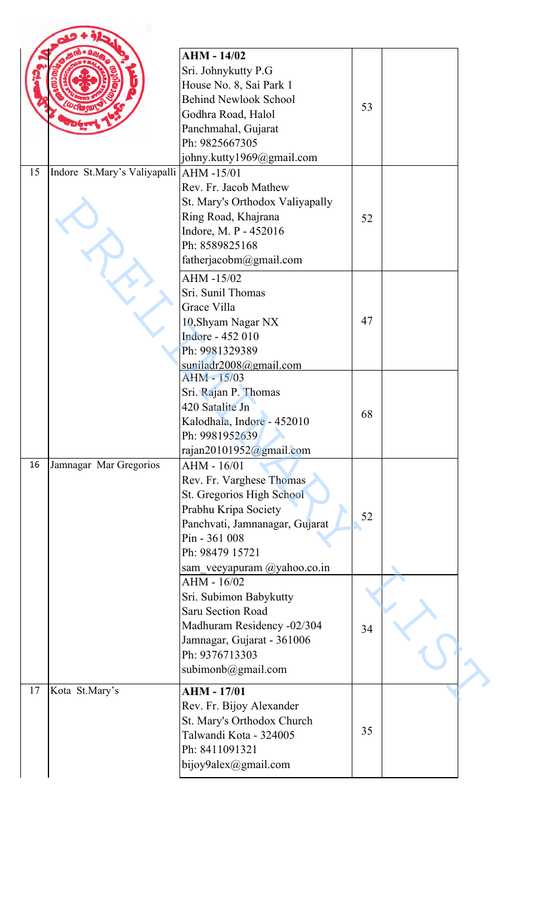| | | | | |
|---|---|---|---|---|
| | | **AHM - 14/02**<br>Sri. Johnykutty P.G<br>House No. 8, Sai Park 1<br>Behind Newlook School<br>Godhra Road, Halol<br>Panchmahal, Gujarat<br>Ph: 9825667305<br>johny.kutty1969@gmail.com | 53 | |
| 15 | Indore St.Mary's Valiyapalli | AHM -15/01<br>Rev. Fr. Jacob Mathew<br>St. Mary's Orthodox Valiyapally<br>Ring Road, Khajrana<br>Indore, M. P - 452016<br>Ph: 8589825168<br>fatherjacobm@gmail.com | 52 | |
| | | AHM -15/02<br>Sri. Sunil Thomas<br>Grace Villa<br>10,Shyam Nagar NX<br>Indore - 452 010<br>Ph: 9981329389<br>suniladr2008@gmail.com | 47 | |
| | | AHM - 15/03<br>Sri. Rajan P. Thomas<br>420 Satalite Jn<br>Kalodhala, Indore - 452010<br>Ph: 9981952639<br>rajan20101952@gmail.com | 68 | |
| 16 | Jamnagar Mar Gregorios | AHM - 16/01<br>Rev. Fr. Varghese Thomas<br>St. Gregorios High School<br>Prabhu Kripa Society<br>Panchvati, Jamnanagar, Gujarat<br>Pin - 361 008<br>Ph: 98479 15721<br>sam_veeyapuram @yahoo.co.in | 52 | |
| | | AHM - 16/02<br>Sri. Subimon Babykutty<br>Saru Section Road<br>Madhuram Residency -02/304<br>Jamnagar, Gujarat - 361006<br>Ph: 9376713303<br>subimonb@gmail.com | 34 | |
| 17 | Kota St.Mary's | **AHM - 17/01**<br>Rev. Fr. Bijoy Alexander<br>St. Mary's Orthodox Church<br>Talwandi Kota - 324005<br>Ph: 8411091321<br>bijoy9alex@gmail.com | 35 | |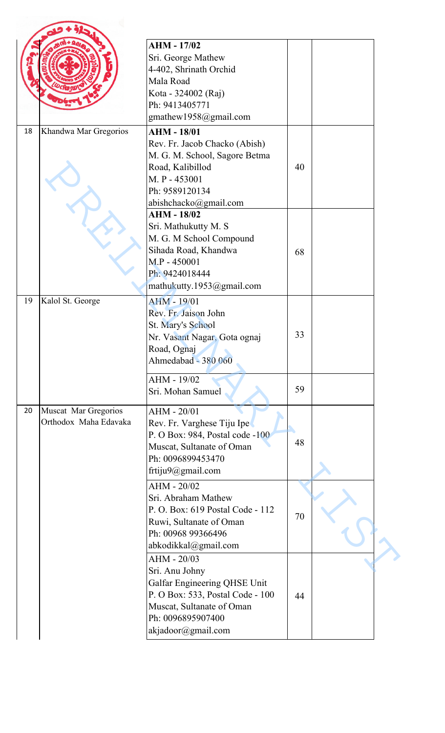| | | | | |
|---|---|---|---|---|
| | | **AHM - 17/02**<br>Sri. George Mathew<br>4-402, Shrinath Orchid<br>Mala Road<br>Kota - 324002 (Raj)<br>Ph: 9413405771<br>gmathew1958@gmail.com | | |
| 18 | Khandwa Mar Gregorios | **AHM - 18/01**<br>Rev. Fr. Jacob Chacko (Abish)<br>M. G. M. School, Sagore Betma Road, Kalibillod<br>M. P - 453001<br>Ph: 9589120134<br>abishchacko@gmail.com | 40 | |
| | | **AHM - 18/02**<br>Sri. Mathukutty M. S<br>M. G. M School Compound<br>Sihada Road, Khandwa<br>M.P - 450001<br>Ph: 9424018444<br>mathukutty.1953@gmail.com | 68 | |
| 19 | Kalol St. George | AHM - 19/01<br>Rev. Fr. Jaison John<br>St. Mary's School<br>Nr. Vasant Nagar, Gota ognaj Road, Ognaj<br>Ahmedabad - 380 060 | 33 | |
| | | AHM - 19/02<br>Sri. Mohan Samuel | 59 | |
| 20 | Muscat Mar Gregorios Orthodox Maha Edavaka | AHM - 20/01<br>Rev. Fr. Varghese Tiju Ipe<br>P. O Box: 984, Postal code -100<br>Muscat, Sultanate of Oman<br>Ph: 0096899453470<br>frtiju9@gmail.com | 48 | |
| | | AHM - 20/02<br>Sri. Abraham Mathew<br>P. O. Box: 619 Postal Code - 112<br>Ruwi, Sultanate of Oman<br>Ph: 00968 99366496<br>abkodikkal@gmail.com | 70 | |
| | | AHM - 20/03<br>Sri. Anu Johny<br>Galfar Engineering QHSE Unit<br>P. O Box: 533, Postal Code - 100<br>Muscat, Sultanate of Oman<br>Ph: 0096895907400<br>akjadoor@gmail.com | 44 | |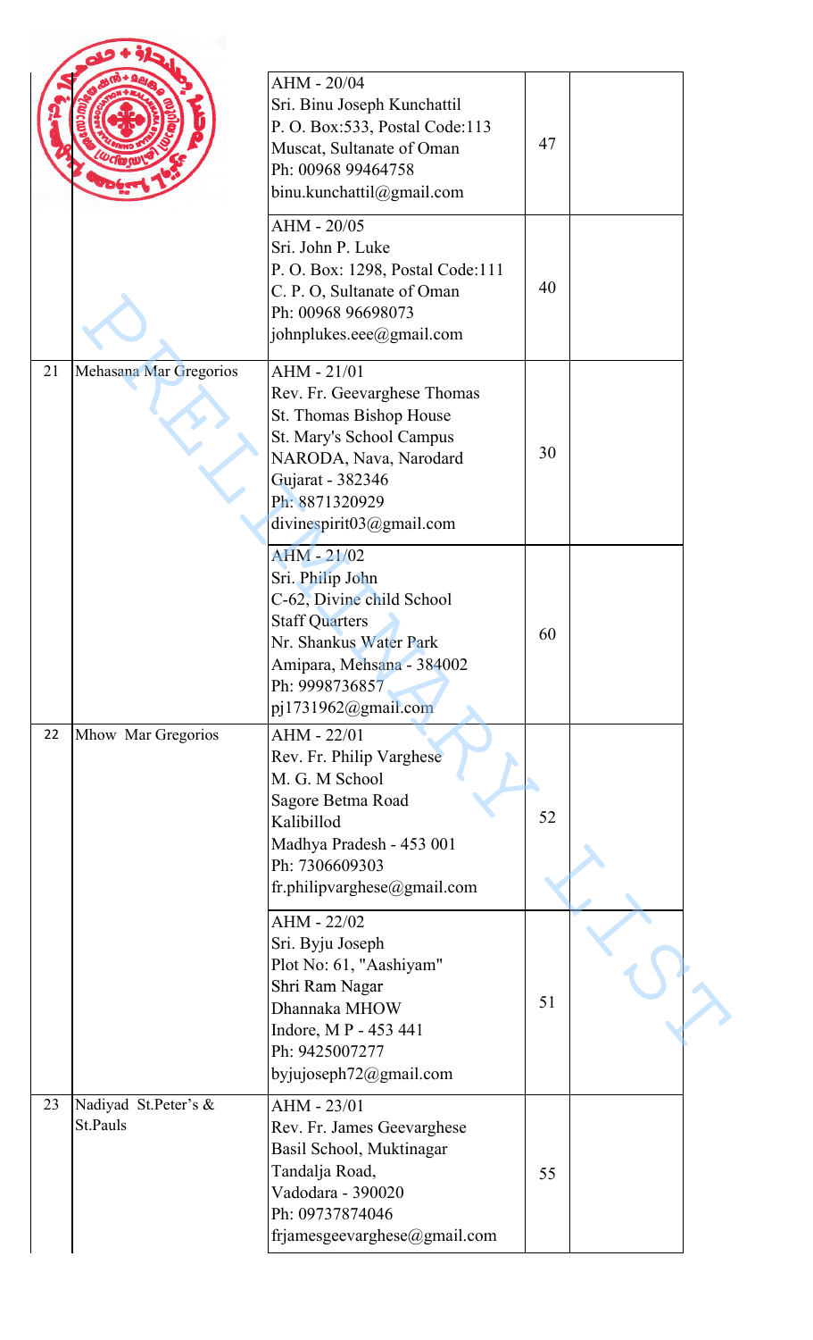| | | | | |
|---|---|---|---|---|
| | | AHM - 20/04<br>Sri. Binu Joseph Kunchattil<br>P. O. Box:533, Postal Code:113<br>Muscat, Sultanate of Oman<br>Ph: 00968 99464758<br>binu.kunchattil@gmail.com | 47 | |
| | | AHM - 20/05<br>Sri. John P. Luke<br>P. O. Box: 1298, Postal Code:111<br>C. P. O, Sultanate of Oman<br>Ph: 00968 96698073<br>johnplukes.eee@gmail.com | 40 | |
| 21 | Mehasana Mar Gregorios | AHM - 21/01<br>Rev. Fr. Geevarghese Thomas<br>St. Thomas Bishop House<br>St. Mary's School Campus<br>NARODA, Nava, Narodard<br>Gujarat - 382346<br>Ph: 8871320929<br>divinespirit03@gmail.com | 30 | |
| | | AHM - 21/02<br>Sri. Philip John<br>C-62, Divine child School<br>Staff Quarters<br>Nr. Shankus Water Park<br>Amipara, Mehsana - 384002<br>Ph: 9998736857<br>pj1731962@gmail.com | 60 | |
| 22 | Mhow Mar Gregorios | AHM - 22/01<br>Rev. Fr. Philip Varghese<br>M. G. M School<br>Sagore Betma Road<br>Kalibillod<br>Madhya Pradesh - 453 001<br>Ph: 7306609303<br>fr.philipvarghese@gmail.com | 52 | |
| | | AHM - 22/02<br>Sri. Byju Joseph<br>Plot No: 61, "Aashiyam"<br>Shri Ram Nagar<br>Dhannaka MHOW<br>Indore, M P - 453 441<br>Ph: 9425007277<br>byjujoseph72@gmail.com | 51 | |
| 23 | Nadiyad St.Peter's & St.Pauls | AHM - 23/01<br>Rev. Fr. James Geevarghese<br>Basil School, Muktinagar<br>Tandalja Road,<br>Vadodara - 390020<br>Ph: 09737874046<br>frjamesgeevarghese@gmail.com | 55 | |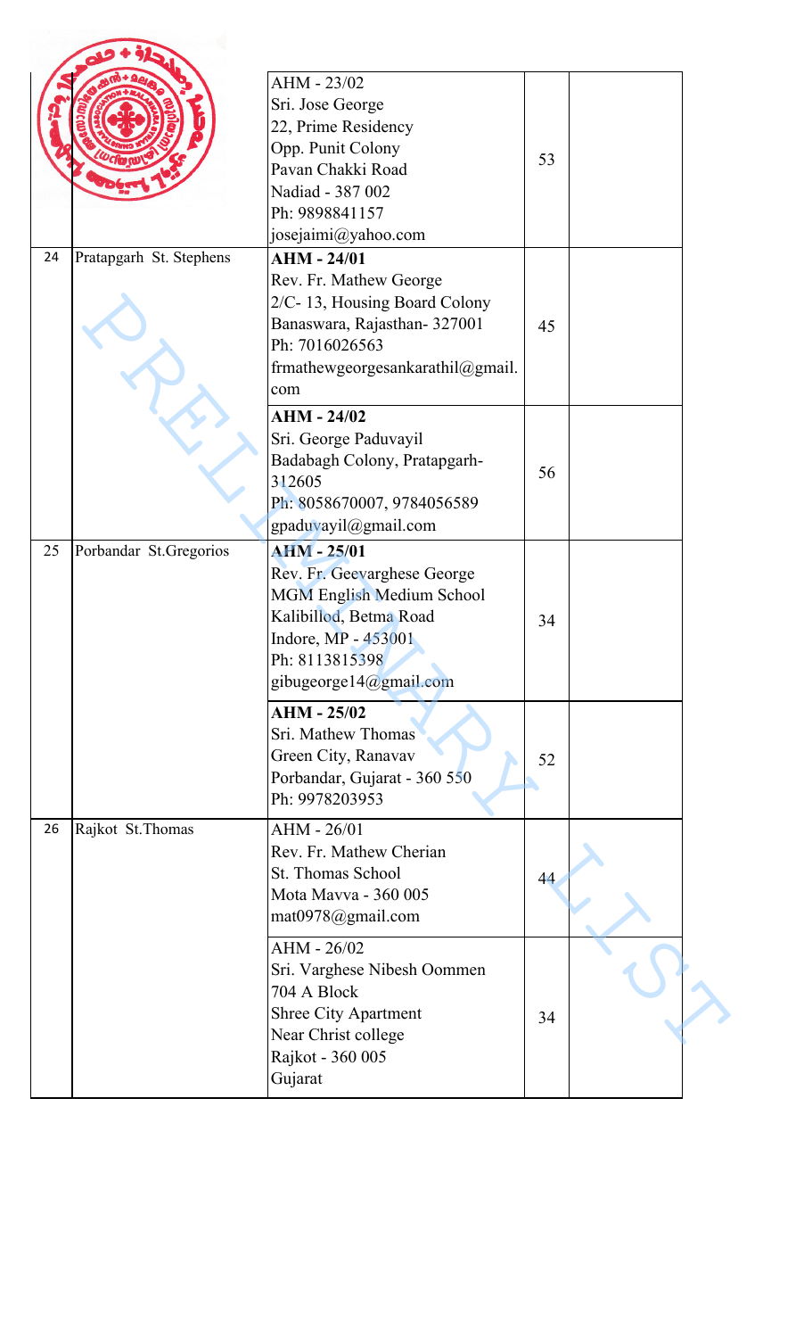| | | | | |
|---|---|---|---|---|
| | | AHM - 23/02<br>Sri. Jose George<br>22, Prime Residency<br>Opp. Punit Colony<br>Pavan Chakki Road<br>Nadiad - 387 002<br>Ph: 9898841157<br>josejaimi@yahoo.com | 53 | |
| 24 | Pratapgarh St. Stephens | **AHM - 24/01**<br>Rev. Fr. Mathew George<br>2/C- 13, Housing Board Colony<br>Banaswara, Rajasthan- 327001<br>Ph: 7016026563<br>frmathewgeorgesankarathil@gmail.com | 45 | |
| | | **AHM - 24/02**<br>Sri. George Paduvayil<br>Badabagh Colony, Pratapgarh-312605<br>Ph: 8058670007, 9784056589<br>gpaduvayil@gmail.com | 56 | |
| 25 | Porbandar St.Gregorios | **AHM - 25/01**<br>Rev. Fr. Geevarghese George<br>MGM English Medium School<br>Kalibillod, Betma Road<br>Indore, MP - 453001<br>Ph: 8113815398<br>gibugeorge14@gmail.com | 34 | |
| | | **AHM - 25/02**<br>Sri. Mathew Thomas<br>Green City, Ranavav<br>Porbandar, Gujarat - 360 550<br>Ph: 9978203953 | 52 | |
| 26 | Rajkot St.Thomas | AHM - 26/01<br>Rev. Fr. Mathew Cherian<br>St. Thomas School<br>Mota Mavva - 360 005<br>mat0978@gmail.com | 44 | |
| | | AHM - 26/02<br>Sri. Varghese Nibesh Oommen<br>704 A Block<br>Shree City Apartment<br>Near Christ college<br>Rajkot - 360 005<br>Gujarat | 34 | |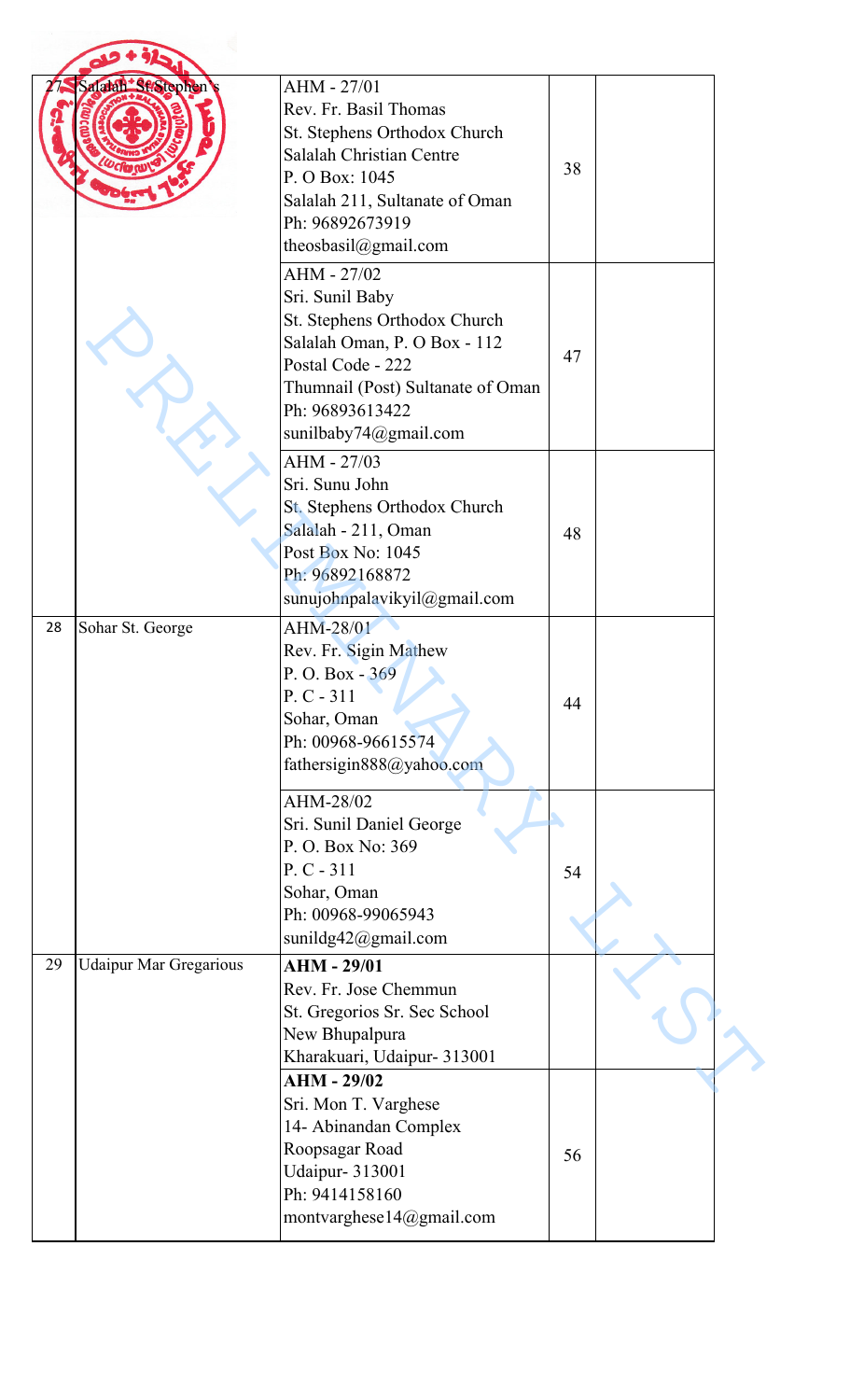| | | | | |
|---|---|---|---|---|
| 27 | Salalah St.Stephen's | AHM - 27/01<br>Rev. Fr. Basil Thomas<br>St. Stephens Orthodox Church<br>Salalah Christian Centre<br>P. O Box: 1045<br>Salalah 211, Sultanate of Oman<br>Ph: 96892673919<br>theosbasil@gmail.com | 38 | |
| | | AHM - 27/02<br>Sri. Sunil Baby<br>St. Stephens Orthodox Church<br>Salalah Oman, P. O Box - 112<br>Postal Code - 222<br>Thumnail (Post) Sultanate of Oman<br>Ph: 96893613422<br>sunilbaby74@gmail.com | 47 | |
| | | AHM - 27/03<br>Sri. Sunu John<br>St. Stephens Orthodox Church<br>Salalah - 211, Oman<br>Post Box No: 1045<br>Ph: 96892168872<br>sunujohnpalavikyil@gmail.com | 48 | |
| 28 | Sohar St. George | AHM-28/01<br>Rev. Fr. Sigin Mathew<br>P. O. Box - 369<br>P. C - 311<br>Sohar, Oman<br>Ph: 00968-96615574<br>fathersigin888@yahoo.com | 44 | |
| | | AHM-28/02<br>Sri. Sunil Daniel George<br>P. O. Box No: 369<br>P. C - 311<br>Sohar, Oman<br>Ph: 00968-99065943<br>sunildg42@gmail.com | 54 | |
| 29 | Udaipur Mar Gregarious | **AHM - 29/01**<br>Rev. Fr. Jose Chemmun<br>St. Gregorios Sr. Sec School<br>New Bhupalpura<br>Kharakuari, Udaipur- 313001 | | |
| | | **AHM - 29/02**<br>Sri. Mon T. Varghese<br>14- Abinandan Complex<br>Roopsagar Road<br>Udaipur- 313001<br>Ph: 9414158160<br>montvarghese14@gmail.com | 56 | |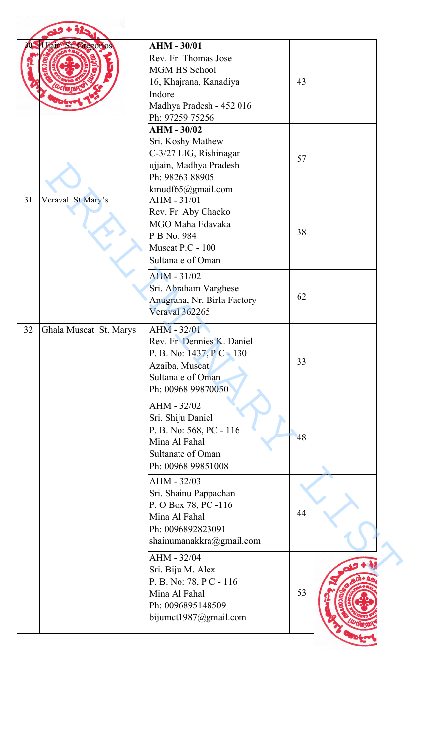| | | | | |
|---|---|---|---|---|
| 30 | Ujain St Gregorios | **AHM - 30/01**<br>Rev. Fr. Thomas Jose<br>MGM HS School<br>16, Khajrana, Kanadiya<br>Indore<br>Madhya Pradesh - 452 016<br>Ph: 97259 75256 | 43 | |
| | | **AHM - 30/02**<br>Sri. Koshy Mathew<br>C-3/27 LIG, Rishinagar<br>ujjain, Madhya Pradesh<br>Ph: 98263 88905<br>kmudf65@gmail.com | 57 | |
| 31 | Veraval St.Mary's | AHM - 31/01<br>Rev. Fr. Aby Chacko<br>MGO Maha Edavaka<br>P B No: 984<br>Muscat P.C - 100<br>Sultanate of Oman | 38 | |
| | | AHM - 31/02<br>Sri. Abraham Varghese<br>Anugraha, Nr. Birla Factory<br>Veraval 362265 | 62 | |
| 32 | Ghala Muscat St. Marys | AHM - 32/01<br>Rev. Fr. Dennies K. Daniel<br>P. B. No: 1437, P C - 130<br>Azaiba, Muscat<br>Sultanate of Oman<br>Ph: 00968 99870050 | 33 | |
| | | AHM - 32/02<br>Sri. Shiju Daniel<br>P. B. No: 568, PC - 116<br>Mina Al Fahal<br>Sultanate of Oman<br>Ph: 00968 99851008 | 48 | |
| | | AHM - 32/03<br>Sri. Shainu Pappachan<br>P. O Box 78, PC -116<br>Mina Al Fahal<br>Ph: 0096892823091<br>shainumanakkra@gmail.com | 44 | |
| | | AHM - 32/04<br>Sri. Biju M. Alex<br>P. B. No: 78, P C - 116<br>Mina Al Fahal<br>Ph: 0096895148509<br>bijumct1987@gmail.com | 53 | |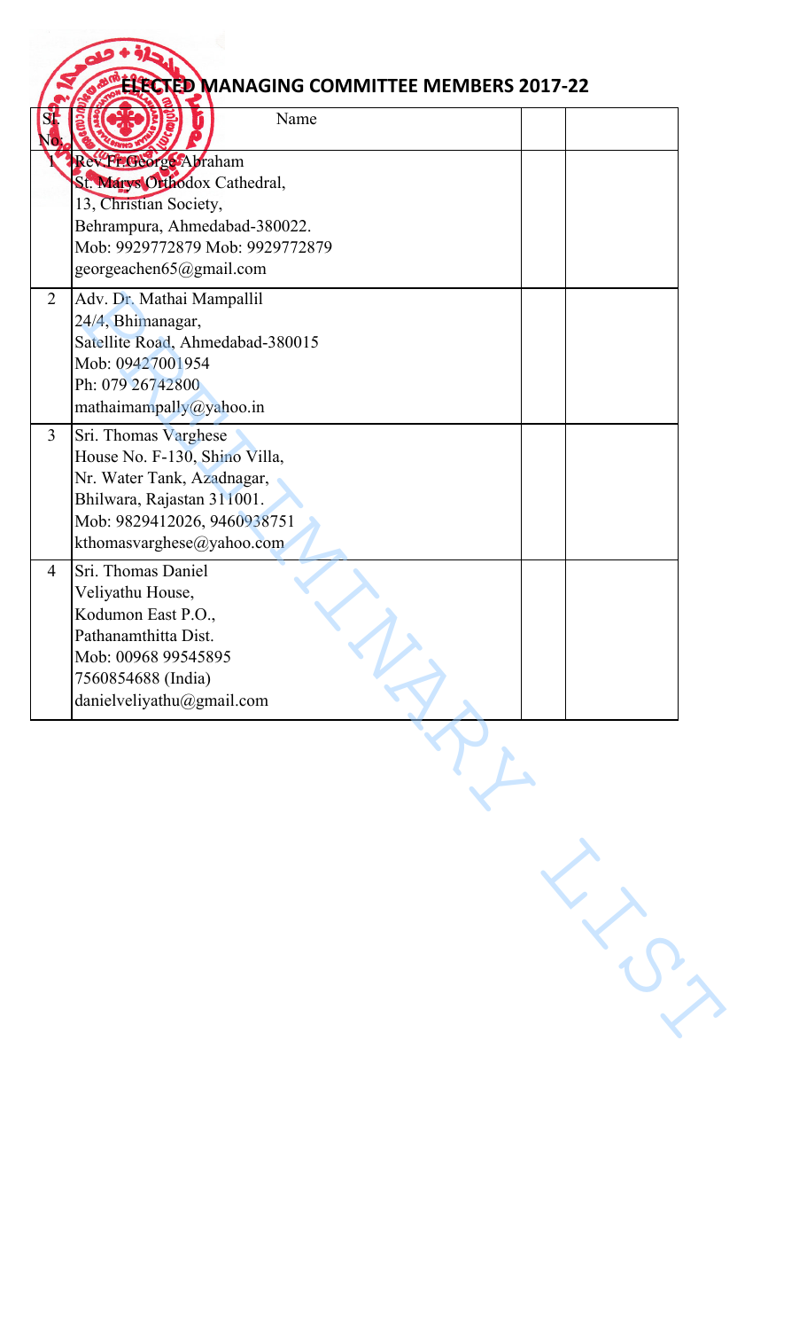# ELECTED MANAGING COMMITTEE MEMBERS 2017-22

| Sl. No. | Name | | |
|---|---|---|---|
| 1 | Rev Fr.George Abraham<br>St. Marys Orthodox Cathedral,<br>13, Christian Society,<br>Behrampura, Ahmedabad-380022.<br>Mob: 9929772879 Mob: 9929772879<br>georgeachen65@gmail.com | | |
| 2 | Adv. Dr. Mathai Mampallil<br>24/4, Bhimanagar,<br>Satellite Road, Ahmedabad-380015<br>Mob: 09427001954<br>Ph: 079 26742800<br>mathaimampally@yahoo.in | | |
| 3 | Sri. Thomas Varghese<br>House No. F-130, Shino Villa,<br>Nr. Water Tank, Azadnagar,<br>Bhilwara, Rajastan 311001.<br>Mob: 9829412026, 9460938751<br>kthomasvarghese@yahoo.com | | |
| 4 | Sri. Thomas Daniel<br>Veliyathu House,<br>Kodumon East P.O.,<br>Pathanamthitta Dist.<br>Mob: 00968 99545895<br>7560854688 (India)<br>danielveliyathu@gmail.com | | |

PRELIMINARY LIST